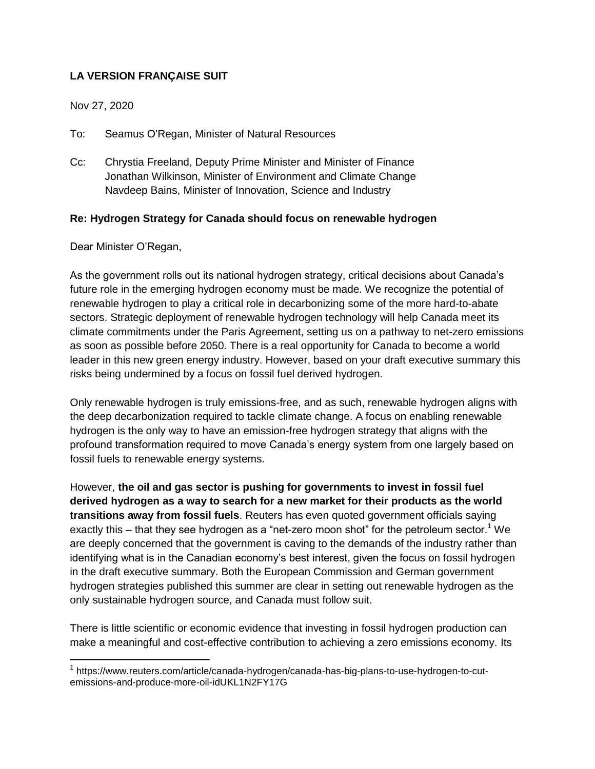**LA VERSION FRANÇAISE SUIT**

Nov 27, 2020

To: Seamus O'Regan, Minister of Natural Resources

Cc: Chrystia Freeland, Deputy Prime Minister and Minister of Finance
Jonathan Wilkinson, Minister of Environment and Climate Change
Navdeep Bains, Minister of Innovation, Science and Industry

**Re: Hydrogen Strategy for Canada should focus on renewable hydrogen**

Dear Minister O'Regan,

As the government rolls out its national hydrogen strategy, critical decisions about Canada's future role in the emerging hydrogen economy must be made. We recognize the potential of renewable hydrogen to play a critical role in decarbonizing some of the more hard-to-abate sectors. Strategic deployment of renewable hydrogen technology will help Canada meet its climate commitments under the Paris Agreement, setting us on a pathway to net-zero emissions as soon as possible before 2050. There is a real opportunity for Canada to become a world leader in this new green energy industry. However, based on your draft executive summary this risks being undermined by a focus on fossil fuel derived hydrogen.

Only renewable hydrogen is truly emissions-free, and as such, renewable hydrogen aligns with the deep decarbonization required to tackle climate change. A focus on enabling renewable hydrogen is the only way to have an emission-free hydrogen strategy that aligns with the profound transformation required to move Canada's energy system from one largely based on fossil fuels to renewable energy systems.

However, **the oil and gas sector is pushing for governments to invest in fossil fuel derived hydrogen as a way to search for a new market for their products as the world transitions away from fossil fuels**. Reuters has even quoted government officials saying exactly this – that they see hydrogen as a "net-zero moon shot" for the petroleum sector.[1] We are deeply concerned that the government is caving to the demands of the industry rather than identifying what is in the Canadian economy's best interest, given the focus on fossil hydrogen in the draft executive summary. Both the European Commission and German government hydrogen strategies published this summer are clear in setting out renewable hydrogen as the only sustainable hydrogen source, and Canada must follow suit.

There is little scientific or economic evidence that investing in fossil hydrogen production can make a meaningful and cost-effective contribution to achieving a zero emissions economy. Its

[1] https://www.reuters.com/article/canada-hydrogen/canada-has-big-plans-to-use-hydrogen-to-cut-emissions-and-produce-more-oil-idUKL1N2FY17G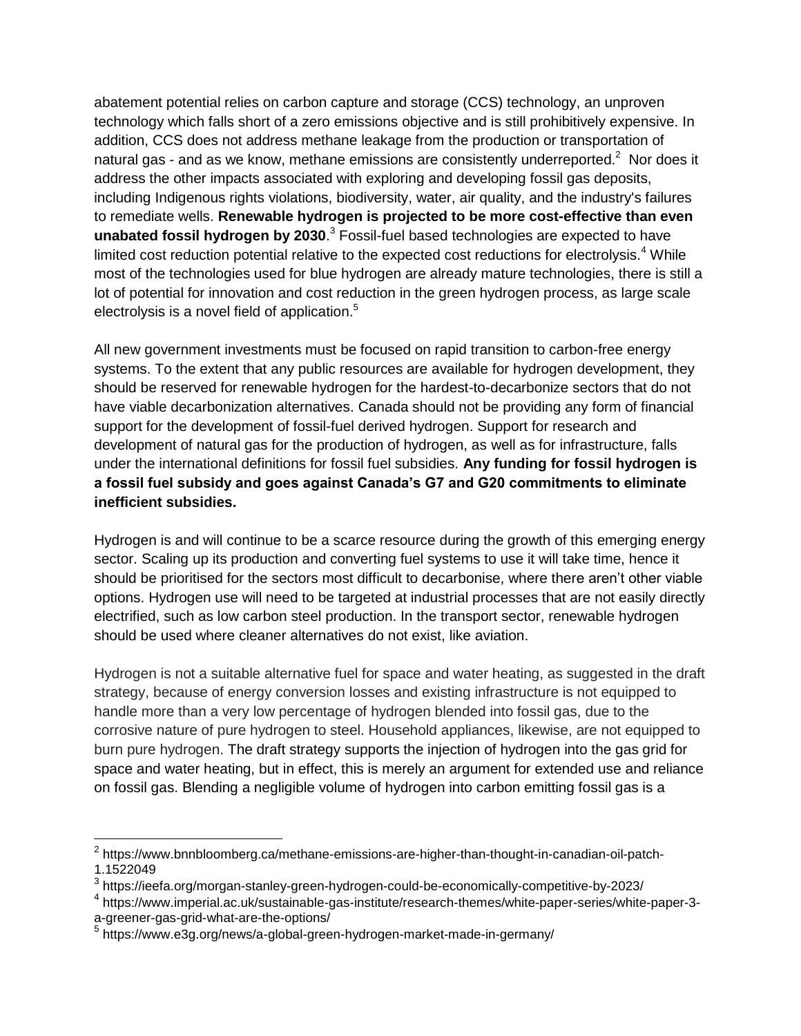abatement potential relies on carbon capture and storage (CCS) technology, an unproven technology which falls short of a zero emissions objective and is still prohibitively expensive. In addition, CCS does not address methane leakage from the production or transportation of natural gas - and as we know, methane emissions are consistently underreported.[2] Nor does it address the other impacts associated with exploring and developing fossil gas deposits, including Indigenous rights violations, biodiversity, water, air quality, and the industry's failures to remediate wells. **Renewable hydrogen is projected to be more cost-effective than even unabated fossil hydrogen by 2030**.[3] Fossil-fuel based technologies are expected to have limited cost reduction potential relative to the expected cost reductions for electrolysis.[4] While most of the technologies used for blue hydrogen are already mature technologies, there is still a lot of potential for innovation and cost reduction in the green hydrogen process, as large scale electrolysis is a novel field of application.[5]

All new government investments must be focused on rapid transition to carbon-free energy systems. To the extent that any public resources are available for hydrogen development, they should be reserved for renewable hydrogen for the hardest-to-decarbonize sectors that do not have viable decarbonization alternatives. Canada should not be providing any form of financial support for the development of fossil-fuel derived hydrogen. Support for research and development of natural gas for the production of hydrogen, as well as for infrastructure, falls under the international definitions for fossil fuel subsidies. **Any funding for fossil hydrogen is a fossil fuel subsidy and goes against Canada's G7 and G20 commitments to eliminate inefficient subsidies.**

Hydrogen is and will continue to be a scarce resource during the growth of this emerging energy sector. Scaling up its production and converting fuel systems to use it will take time, hence it should be prioritised for the sectors most difficult to decarbonise, where there aren't other viable options. Hydrogen use will need to be targeted at industrial processes that are not easily directly electrified, such as low carbon steel production. In the transport sector, renewable hydrogen should be used where cleaner alternatives do not exist, like aviation.

Hydrogen is not a suitable alternative fuel for space and water heating, as suggested in the draft strategy, because of energy conversion losses and existing infrastructure is not equipped to handle more than a very low percentage of hydrogen blended into fossil gas, due to the corrosive nature of pure hydrogen to steel. Household appliances, likewise, are not equipped to burn pure hydrogen. The draft strategy supports the injection of hydrogen into the gas grid for space and water heating, but in effect, this is merely an argument for extended use and reliance on fossil gas. Blending a negligible volume of hydrogen into carbon emitting fossil gas is a

---

[2] https://www.bnnbloomberg.ca/methane-emissions-are-higher-than-thought-in-canadian-oil-patch-1.1522049

[3] https://ieefa.org/morgan-stanley-green-hydrogen-could-be-economically-competitive-by-2023/

[4] https://www.imperial.ac.uk/sustainable-gas-institute/research-themes/white-paper-series/white-paper-3-a-greener-gas-grid-what-are-the-options/

[5] https://www.e3g.org/news/a-global-green-hydrogen-market-made-in-germany/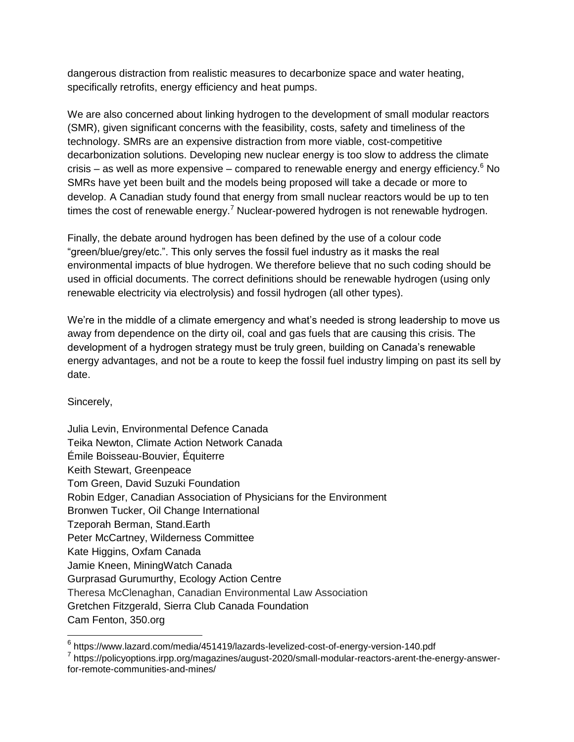dangerous distraction from realistic measures to decarbonize space and water heating, specifically retrofits, energy efficiency and heat pumps.

We are also concerned about linking hydrogen to the development of small modular reactors (SMR), given significant concerns with the feasibility, costs, safety and timeliness of the technology. SMRs are an expensive distraction from more viable, cost-competitive decarbonization solutions. Developing new nuclear energy is too slow to address the climate crisis – as well as more expensive – compared to renewable energy and energy efficiency.[6] No SMRs have yet been built and the models being proposed will take a decade or more to develop. A Canadian study found that energy from small nuclear reactors would be up to ten times the cost of renewable energy.[7] Nuclear-powered hydrogen is not renewable hydrogen.

Finally, the debate around hydrogen has been defined by the use of a colour code "green/blue/grey/etc.". This only serves the fossil fuel industry as it masks the real environmental impacts of blue hydrogen. We therefore believe that no such coding should be used in official documents. The correct definitions should be renewable hydrogen (using only renewable electricity via electrolysis) and fossil hydrogen (all other types).

We're in the middle of a climate emergency and what's needed is strong leadership to move us away from dependence on the dirty oil, coal and gas fuels that are causing this crisis. The development of a hydrogen strategy must be truly green, building on Canada's renewable energy advantages, and not be a route to keep the fossil fuel industry limping on past its sell by date.

Sincerely,

Julia Levin, Environmental Defence Canada
Teika Newton, Climate Action Network Canada
Émile Boisseau-Bouvier, Équiterre
Keith Stewart, Greenpeace
Tom Green, David Suzuki Foundation
Robin Edger, Canadian Association of Physicians for the Environment
Bronwen Tucker, Oil Change International
Tzeporah Berman, Stand.Earth
Peter McCartney, Wilderness Committee
Kate Higgins, Oxfam Canada
Jamie Kneen, MiningWatch Canada
Gurprasad Gurumurthy, Ecology Action Centre
Theresa McClenaghan, Canadian Environmental Law Association
Gretchen Fitzgerald, Sierra Club Canada Foundation
Cam Fenton, 350.org

[6] https://www.lazard.com/media/451419/lazards-levelized-cost-of-energy-version-140.pdf

[7] https://policyoptions.irpp.org/magazines/august-2020/small-modular-reactors-arent-the-energy-answer-for-remote-communities-and-mines/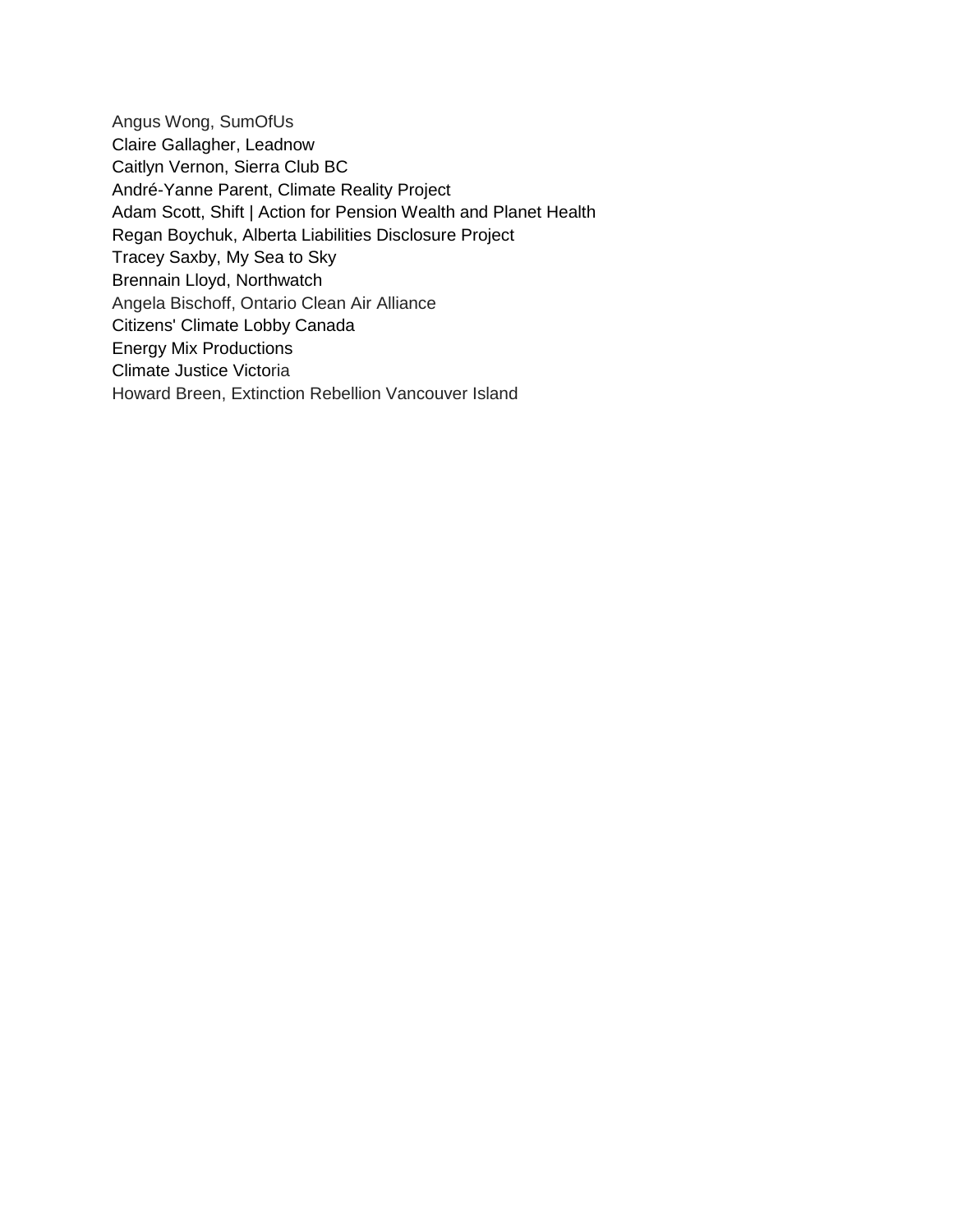Angus Wong, SumOfUs
Claire Gallagher, Leadnow
Caitlyn Vernon, Sierra Club BC
André-Yanne Parent, Climate Reality Project
Adam Scott, Shift | Action for Pension Wealth and Planet Health
Regan Boychuk, Alberta Liabilities Disclosure Project
Tracey Saxby, My Sea to Sky
Brennain Lloyd, Northwatch
Angela Bischoff, Ontario Clean Air Alliance
Citizens' Climate Lobby Canada
Energy Mix Productions
Climate Justice Victoria
Howard Breen, Extinction Rebellion Vancouver Island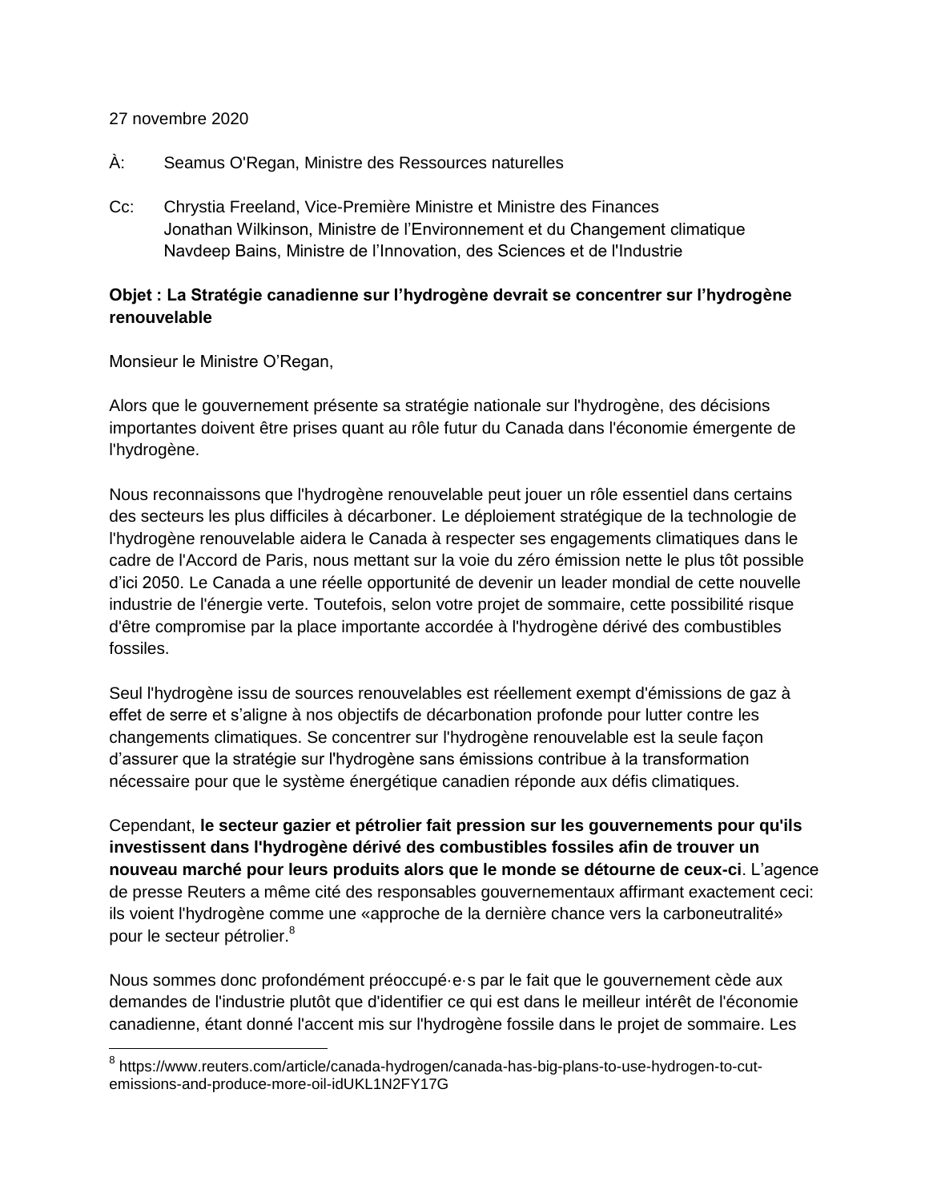27 novembre 2020

À: Seamus O'Regan, Ministre des Ressources naturelles

Cc: Chrystia Freeland, Vice-Première Ministre et Ministre des Finances
Jonathan Wilkinson, Ministre de l'Environnement et du Changement climatique
Navdeep Bains, Ministre de l'Innovation, des Sciences et de l'Industrie

**Objet : La Stratégie canadienne sur l'hydrogène devrait se concentrer sur l'hydrogène renouvelable**

Monsieur le Ministre O'Regan,

Alors que le gouvernement présente sa stratégie nationale sur l'hydrogène, des décisions importantes doivent être prises quant au rôle futur du Canada dans l'économie émergente de l'hydrogène.

Nous reconnaissons que l'hydrogène renouvelable peut jouer un rôle essentiel dans certains des secteurs les plus difficiles à décarboner. Le déploiement stratégique de la technologie de l'hydrogène renouvelable aidera le Canada à respecter ses engagements climatiques dans le cadre de l'Accord de Paris, nous mettant sur la voie du zéro émission nette le plus tôt possible d'ici 2050. Le Canada a une réelle opportunité de devenir un leader mondial de cette nouvelle industrie de l'énergie verte. Toutefois, selon votre projet de sommaire, cette possibilité risque d'être compromise par la place importante accordée à l'hydrogène dérivé des combustibles fossiles.

Seul l'hydrogène issu de sources renouvelables est réellement exempt d'émissions de gaz à effet de serre et s'aligne à nos objectifs de décarbonation profonde pour lutter contre les changements climatiques. Se concentrer sur l'hydrogène renouvelable est la seule façon d'assurer que la stratégie sur l'hydrogène sans émissions contribue à la transformation nécessaire pour que le système énergétique canadien réponde aux défis climatiques.

Cependant, **le secteur gazier et pétrolier fait pression sur les gouvernements pour qu'ils investissent dans l'hydrogène dérivé des combustibles fossiles afin de trouver un nouveau marché pour leurs produits alors que le monde se détourne de ceux-ci**. L'agence de presse Reuters a même cité des responsables gouvernementaux affirmant exactement ceci: ils voient l'hydrogène comme une «approche de la dernière chance vers la carboneutralité» pour le secteur pétrolier.[8]

Nous sommes donc profondément préoccupé·e·s par le fait que le gouvernement cède aux demandes de l'industrie plutôt que d'identifier ce qui est dans le meilleur intérêt de l'économie canadienne, étant donné l'accent mis sur l'hydrogène fossile dans le projet de sommaire. Les

---

[8] https://www.reuters.com/article/canada-hydrogen/canada-has-big-plans-to-use-hydrogen-to-cut-emissions-and-produce-more-oil-idUKL1N2FY17G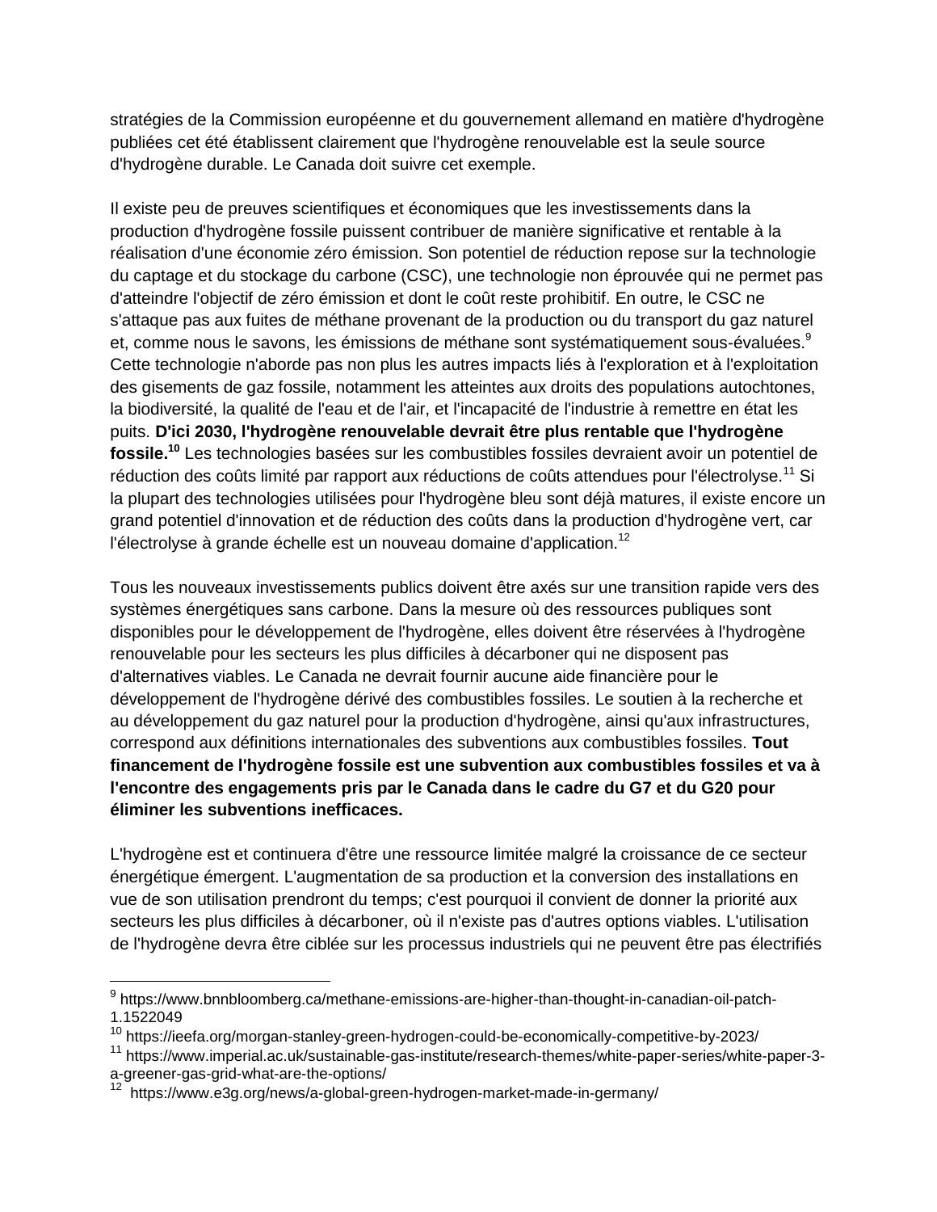stratégies de la Commission européenne et du gouvernement allemand en matière d'hydrogène publiées cet été établissent clairement que l'hydrogène renouvelable est la seule source d'hydrogène durable. Le Canada doit suivre cet exemple.

Il existe peu de preuves scientifiques et économiques que les investissements dans la production d'hydrogène fossile puissent contribuer de manière significative et rentable à la réalisation d'une économie zéro émission. Son potentiel de réduction repose sur la technologie du captage et du stockage du carbone (CSC), une technologie non éprouvée qui ne permet pas d'atteindre l'objectif de zéro émission et dont le coût reste prohibitif. En outre, le CSC ne s'attaque pas aux fuites de méthane provenant de la production ou du transport du gaz naturel et, comme nous le savons, les émissions de méthane sont systématiquement sous-évaluées.[9] Cette technologie n'aborde pas non plus les autres impacts liés à l'exploration et à l'exploitation des gisements de gaz fossile, notamment les atteintes aux droits des populations autochtones, la biodiversité, la qualité de l'eau et de l'air, et l'incapacité de l'industrie à remettre en état les puits. **D'ici 2030, l'hydrogène renouvelable devrait être plus rentable que l'hydrogène fossile.[10]** Les technologies basées sur les combustibles fossiles devraient avoir un potentiel de réduction des coûts limité par rapport aux réductions de coûts attendues pour l'électrolyse.[11] Si la plupart des technologies utilisées pour l'hydrogène bleu sont déjà matures, il existe encore un grand potentiel d'innovation et de réduction des coûts dans la production d'hydrogène vert, car l'électrolyse à grande échelle est un nouveau domaine d'application.[12]

Tous les nouveaux investissements publics doivent être axés sur une transition rapide vers des systèmes énergétiques sans carbone. Dans la mesure où des ressources publiques sont disponibles pour le développement de l'hydrogène, elles doivent être réservées à l'hydrogène renouvelable pour les secteurs les plus difficiles à décarboner qui ne disposent pas d'alternatives viables. Le Canada ne devrait fournir aucune aide financière pour le développement de l'hydrogène dérivé des combustibles fossiles. Le soutien à la recherche et au développement du gaz naturel pour la production d'hydrogène, ainsi qu'aux infrastructures, correspond aux définitions internationales des subventions aux combustibles fossiles. **Tout financement de l'hydrogène fossile est une subvention aux combustibles fossiles et va à l'encontre des engagements pris par le Canada dans le cadre du G7 et du G20 pour éliminer les subventions inefficaces.**

L'hydrogène est et continuera d'être une ressource limitée malgré la croissance de ce secteur énergétique émergent. L'augmentation de sa production et la conversion des installations en vue de son utilisation prendront du temps; c'est pourquoi il convient de donner la priorité aux secteurs les plus difficiles à décarboner, où il n'existe pas d'autres options viables. L'utilisation de l'hydrogène devra être ciblée sur les processus industriels qui ne peuvent être pas électrifiés

---

[9] https://www.bnnbloomberg.ca/methane-emissions-are-higher-than-thought-in-canadian-oil-patch-1.1522049

[10] https://ieefa.org/morgan-stanley-green-hydrogen-could-be-economically-competitive-by-2023/

[11] https://www.imperial.ac.uk/sustainable-gas-institute/research-themes/white-paper-series/white-paper-3-a-greener-gas-grid-what-are-the-options/

[12] https://www.e3g.org/news/a-global-green-hydrogen-market-made-in-germany/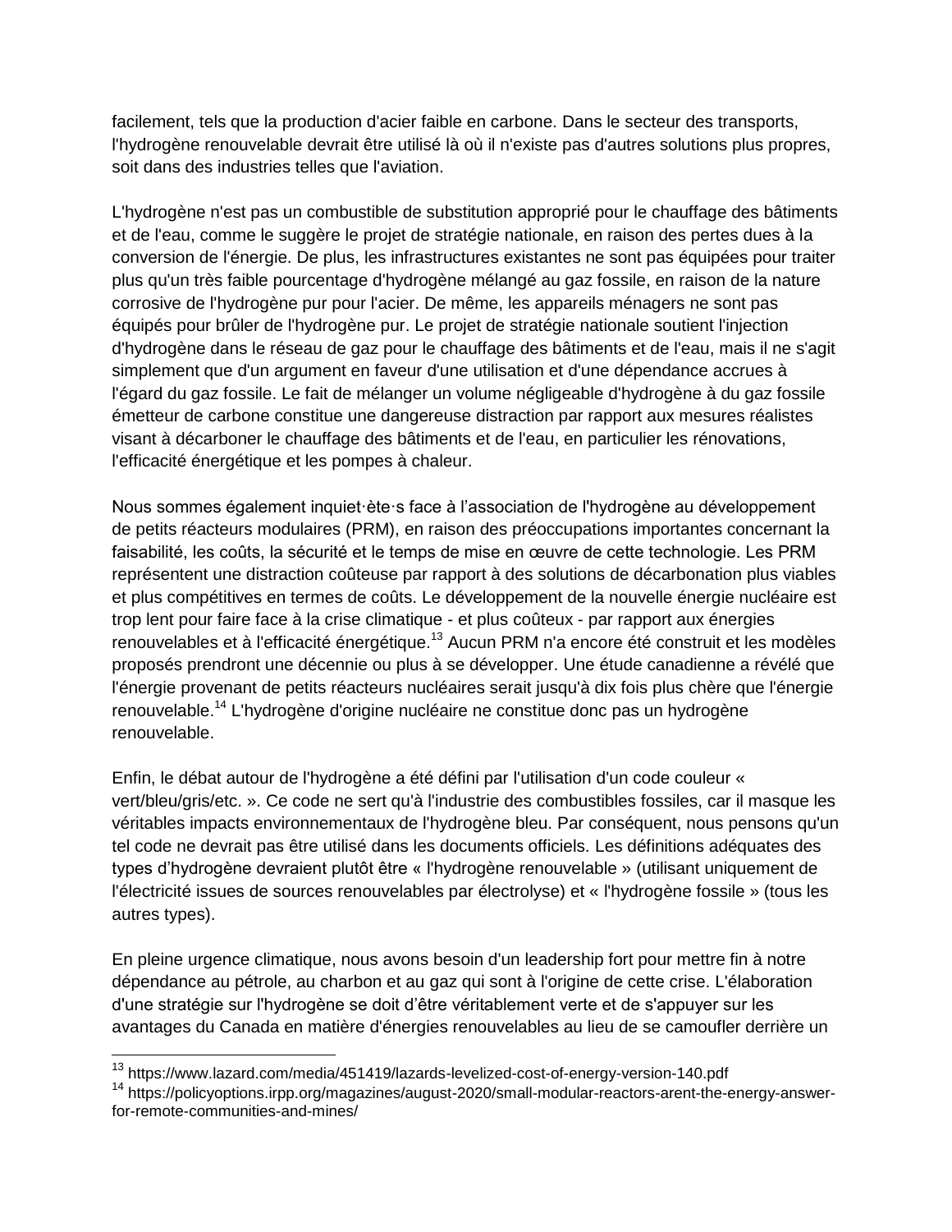facilement, tels que la production d'acier faible en carbone. Dans le secteur des transports, l'hydrogène renouvelable devrait être utilisé là où il n'existe pas d'autres solutions plus propres, soit dans des industries telles que l'aviation.

L'hydrogène n'est pas un combustible de substitution approprié pour le chauffage des bâtiments et de l'eau, comme le suggère le projet de stratégie nationale, en raison des pertes dues à la conversion de l'énergie. De plus, les infrastructures existantes ne sont pas équipées pour traiter plus qu'un très faible pourcentage d'hydrogène mélangé au gaz fossile, en raison de la nature corrosive de l'hydrogène pur pour l'acier. De même, les appareils ménagers ne sont pas équipés pour brûler de l'hydrogène pur. Le projet de stratégie nationale soutient l'injection d'hydrogène dans le réseau de gaz pour le chauffage des bâtiments et de l'eau, mais il ne s'agit simplement que d'un argument en faveur d'une utilisation et d'une dépendance accrues à l'égard du gaz fossile. Le fait de mélanger un volume négligeable d'hydrogène à du gaz fossile émetteur de carbone constitue une dangereuse distraction par rapport aux mesures réalistes visant à décarboner le chauffage des bâtiments et de l'eau, en particulier les rénovations, l'efficacité énergétique et les pompes à chaleur.

Nous sommes également inquiet·ète·s face à l'association de l'hydrogène au développement de petits réacteurs modulaires (PRM), en raison des préoccupations importantes concernant la faisabilité, les coûts, la sécurité et le temps de mise en œuvre de cette technologie. Les PRM représentent une distraction coûteuse par rapport à des solutions de décarbonation plus viables et plus compétitives en termes de coûts. Le développement de la nouvelle énergie nucléaire est trop lent pour faire face à la crise climatique - et plus coûteux - par rapport aux énergies renouvelables et à l'efficacité énergétique.[13] Aucun PRM n'a encore été construit et les modèles proposés prendront une décennie ou plus à se développer. Une étude canadienne a révélé que l'énergie provenant de petits réacteurs nucléaires serait jusqu'à dix fois plus chère que l'énergie renouvelable.[14] L'hydrogène d'origine nucléaire ne constitue donc pas un hydrogène renouvelable.

Enfin, le débat autour de l'hydrogène a été défini par l'utilisation d'un code couleur « vert/bleu/gris/etc. ». Ce code ne sert qu'à l'industrie des combustibles fossiles, car il masque les véritables impacts environnementaux de l'hydrogène bleu. Par conséquent, nous pensons qu'un tel code ne devrait pas être utilisé dans les documents officiels. Les définitions adéquates des types d'hydrogène devraient plutôt être « l'hydrogène renouvelable » (utilisant uniquement de l'électricité issues de sources renouvelables par électrolyse) et « l'hydrogène fossile » (tous les autres types).

En pleine urgence climatique, nous avons besoin d'un leadership fort pour mettre fin à notre dépendance au pétrole, au charbon et au gaz qui sont à l'origine de cette crise. L'élaboration d'une stratégie sur l'hydrogène se doit d'être véritablement verte et de s'appuyer sur les avantages du Canada en matière d'énergies renouvelables au lieu de se camoufler derrière un

---

[13] https://www.lazard.com/media/451419/lazards-levelized-cost-of-energy-version-140.pdf

[14] https://policyoptions.irpp.org/magazines/august-2020/small-modular-reactors-arent-the-energy-answer-for-remote-communities-and-mines/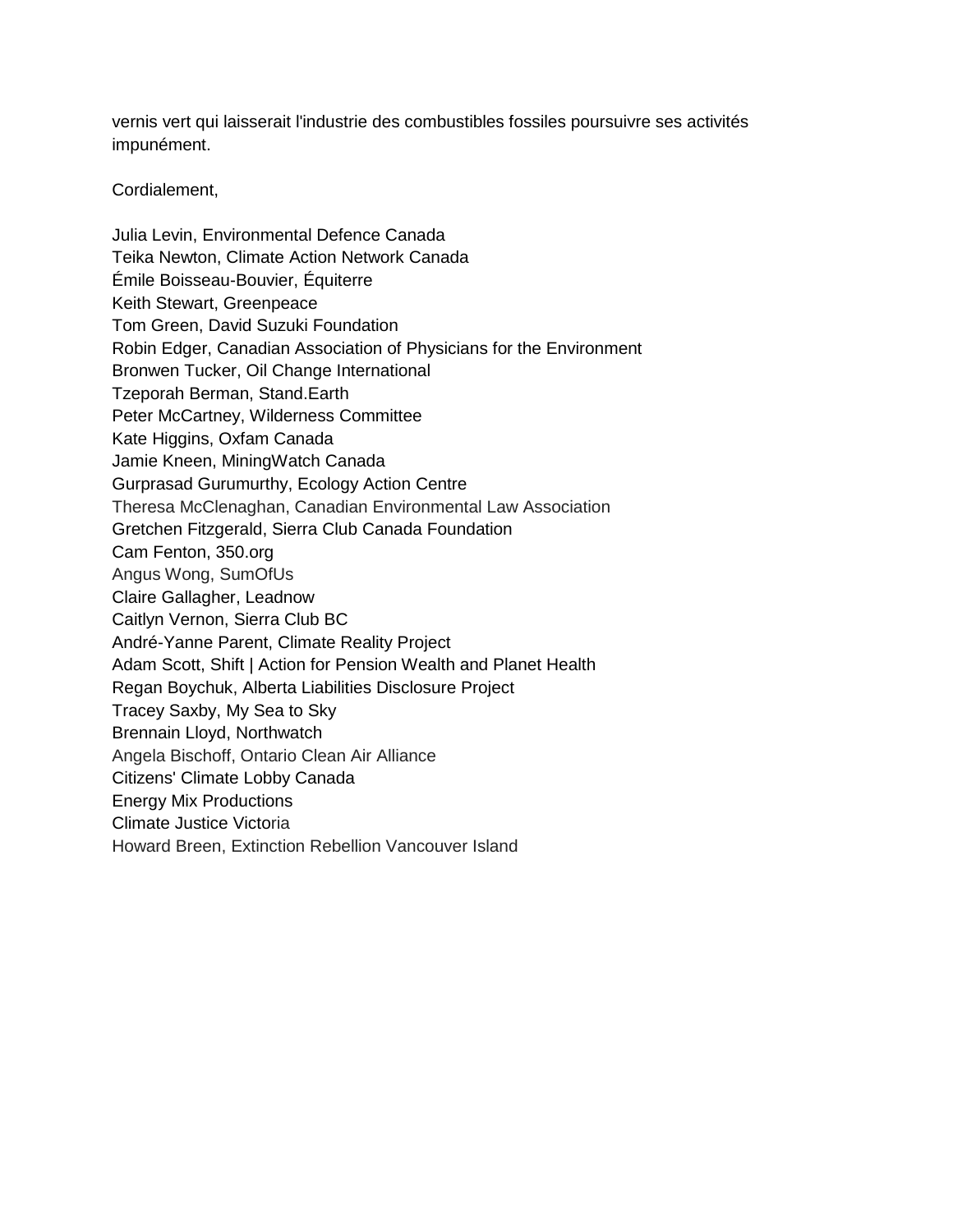vernis vert qui laisserait l'industrie des combustibles fossiles poursuivre ses activités impunément.

Cordialement,

Julia Levin, Environmental Defence Canada
Teika Newton, Climate Action Network Canada
Émile Boisseau-Bouvier, Équiterre
Keith Stewart, Greenpeace
Tom Green, David Suzuki Foundation
Robin Edger, Canadian Association of Physicians for the Environment
Bronwen Tucker, Oil Change International
Tzeporah Berman, Stand.Earth
Peter McCartney, Wilderness Committee
Kate Higgins, Oxfam Canada
Jamie Kneen, MiningWatch Canada
Gurprasad Gurumurthy, Ecology Action Centre
Theresa McClenaghan, Canadian Environmental Law Association
Gretchen Fitzgerald, Sierra Club Canada Foundation
Cam Fenton, 350.org
Angus Wong, SumOfUs
Claire Gallagher, Leadnow
Caitlyn Vernon, Sierra Club BC
André-Yanne Parent, Climate Reality Project
Adam Scott, Shift | Action for Pension Wealth and Planet Health
Regan Boychuk, Alberta Liabilities Disclosure Project
Tracey Saxby, My Sea to Sky
Brennain Lloyd, Northwatch
Angela Bischoff, Ontario Clean Air Alliance
Citizens' Climate Lobby Canada
Energy Mix Productions
Climate Justice Victoria
Howard Breen, Extinction Rebellion Vancouver Island